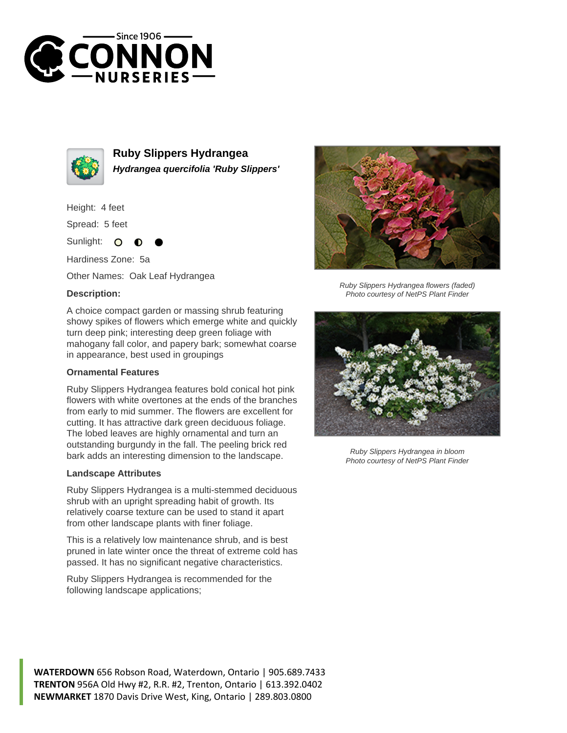# Ruby Slippers Hydrangea

***Hydrangea quercifolia 'Ruby Slippers'***

Height: 4 feet

Spread: 5 feet

Sunlight:

Hardiness Zone: 5a

Other Names: Oak Leaf Hydrangea

**Description:**

A choice compact garden or massing shrub featuring showy spikes of flowers which emerge white and quickly turn deep pink; interesting deep green foliage with mahogany fall color, and papery bark; somewhat coarse in appearance, best used in groupings

### Ornamental Features

Ruby Slippers Hydrangea features bold conical hot pink flowers with white overtones at the ends of the branches from early to mid summer. The flowers are excellent for cutting. It has attractive dark green deciduous foliage. The lobed leaves are highly ornamental and turn an outstanding burgundy in the fall. The peeling brick red bark adds an interesting dimension to the landscape.

### Landscape Attributes

Ruby Slippers Hydrangea is a multi-stemmed deciduous shrub with an upright spreading habit of growth. Its relatively coarse texture can be used to stand it apart from other landscape plants with finer foliage.

This is a relatively low maintenance shrub, and is best pruned in late winter once the threat of extreme cold has passed. It has no significant negative characteristics.

Ruby Slippers Hydrangea is recommended for the following landscape applications;

*Ruby Slippers Hydrangea flowers (faded)*
*Photo courtesy of NetPS Plant Finder*

*Ruby Slippers Hydrangea in bloom*
*Photo courtesy of NetPS Plant Finder*

**WATERDOWN** 656 Robson Road, Waterdown, Ontario | 905.689.7433
**TRENTON** 956A Old Hwy #2, R.R. #2, Trenton, Ontario | 613.392.0402
**NEWMARKET** 1870 Davis Drive West, King, Ontario | 289.803.0800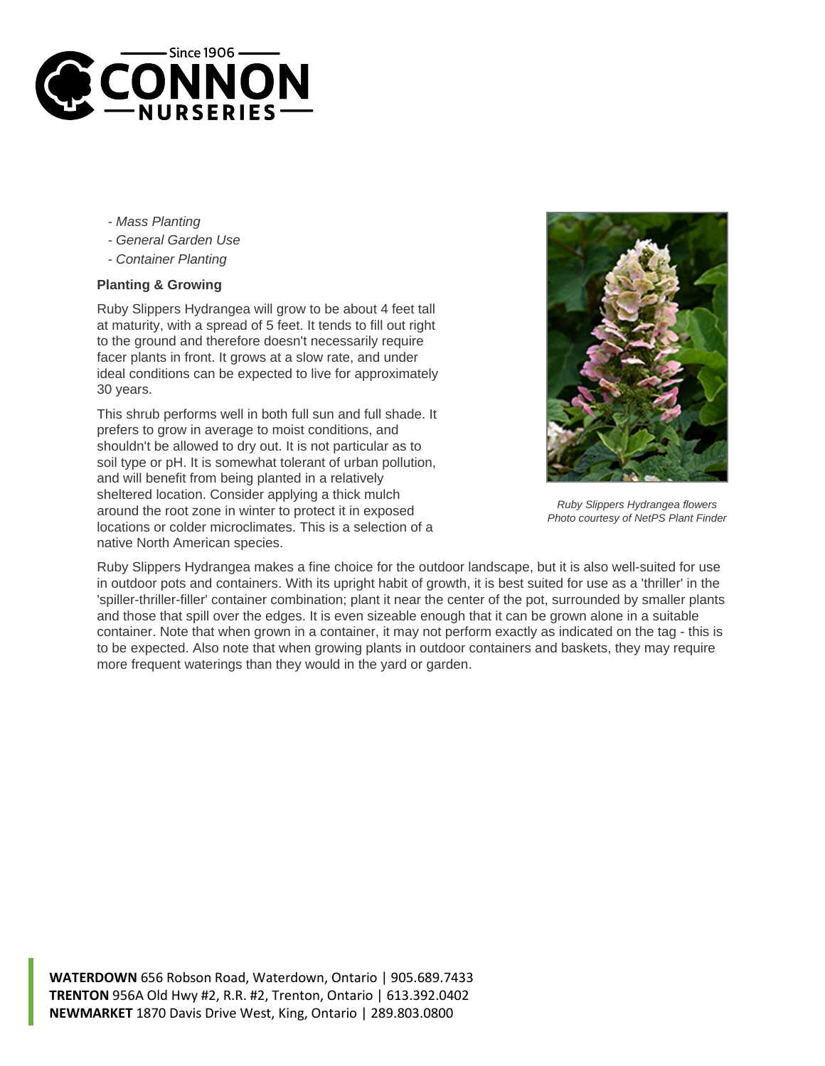- *Mass Planting*
- *General Garden Use*
- *Container Planting*

**Planting & Growing**

Ruby Slippers Hydrangea will grow to be about 4 feet tall at maturity, with a spread of 5 feet. It tends to fill out right to the ground and therefore doesn't necessarily require facer plants in front. It grows at a slow rate, and under ideal conditions can be expected to live for approximately 30 years.

This shrub performs well in both full sun and full shade. It prefers to grow in average to moist conditions, and shouldn't be allowed to dry out. It is not particular as to soil type or pH. It is somewhat tolerant of urban pollution, and will benefit from being planted in a relatively sheltered location. Consider applying a thick mulch around the root zone in winter to protect it in exposed locations or colder microclimates. This is a selection of a native North American species.

*Ruby Slippers Hydrangea flowers*
*Photo courtesy of NetPS Plant Finder*

Ruby Slippers Hydrangea makes a fine choice for the outdoor landscape, but it is also well-suited for use in outdoor pots and containers. With its upright habit of growth, it is best suited for use as a 'thriller' in the 'spiller-thriller-filler' container combination; plant it near the center of the pot, surrounded by smaller plants and those that spill over the edges. It is even sizeable enough that it can be grown alone in a suitable container. Note that when grown in a container, it may not perform exactly as indicated on the tag - this is to be expected. Also note that when growing plants in outdoor containers and baskets, they may require more frequent waterings than they would in the yard or garden.

**WATERDOWN** 656 Robson Road, Waterdown, Ontario | 905.689.7433
**TRENTON** 956A Old Hwy #2, R.R. #2, Trenton, Ontario | 613.392.0402
**NEWMARKET** 1870 Davis Drive West, King, Ontario | 289.803.0800